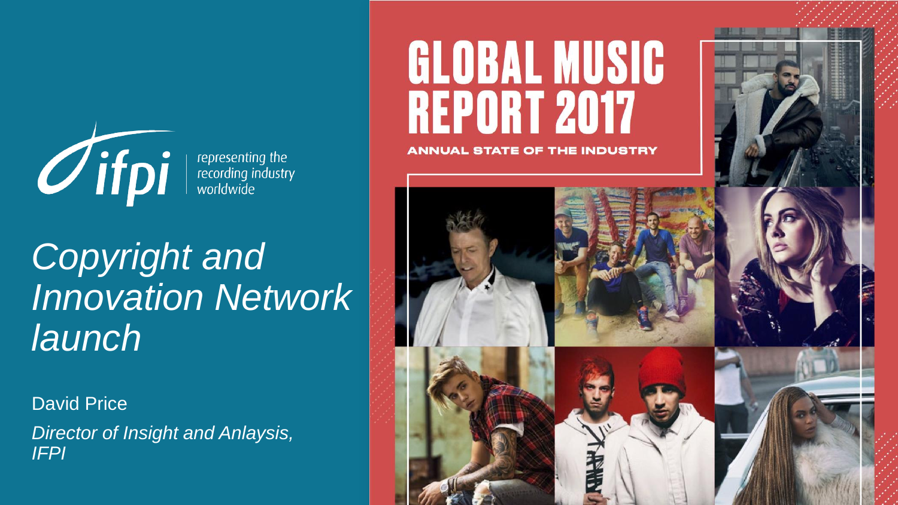ifpi | representing the recording industry worldwide

# *Copyright and Innovation Network launch*

David Price

*Director of Insight and Anlaysis, IFPI*

GLOBAL MUSIC REPORT 2017

ANNUAL STATE OF THE INDUSTRY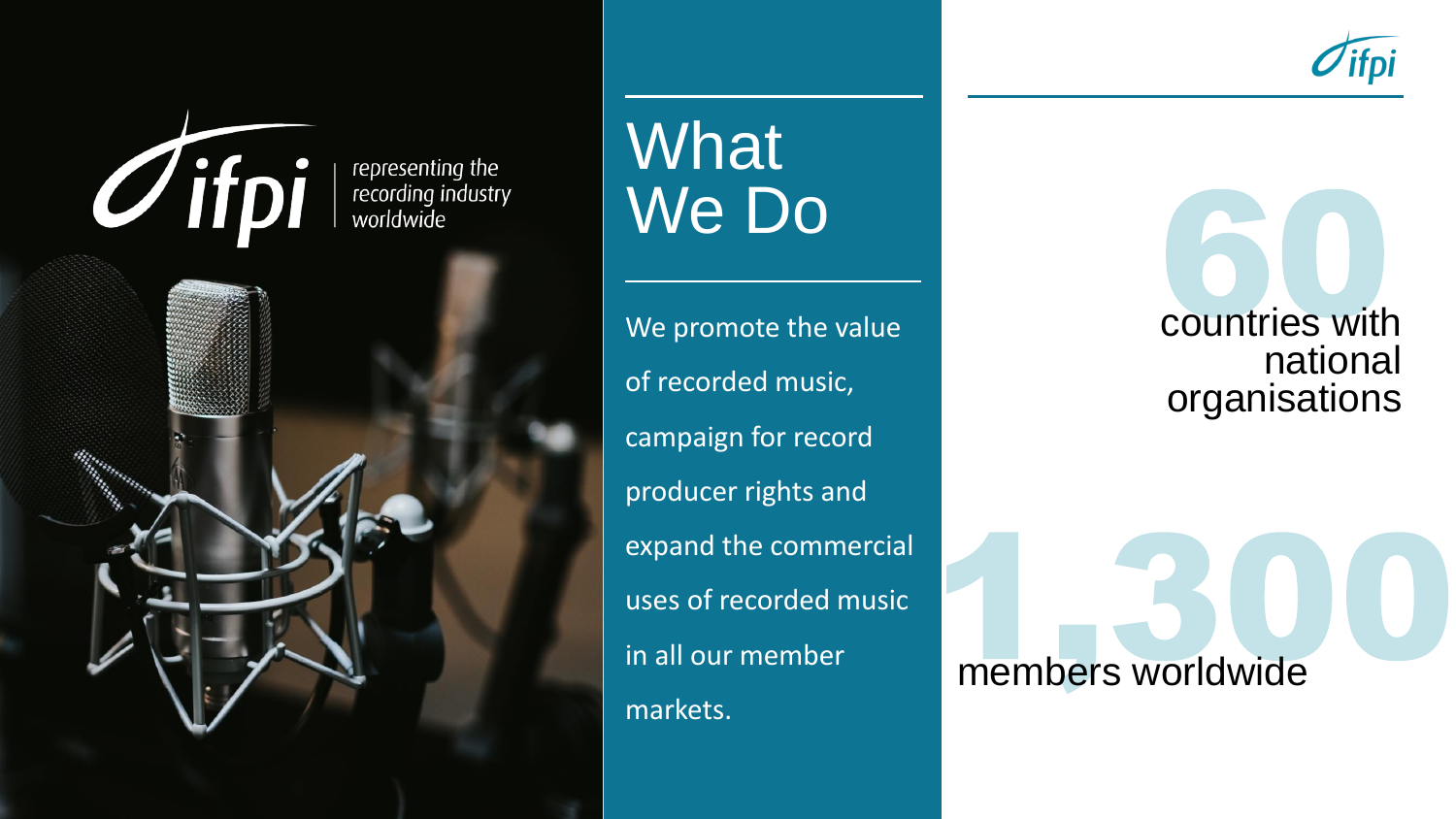ifpi representing the recording industry worldwide

# What We Do

We promote the value of recorded music, campaign for record producer rights and expand the commercial uses of recorded music in all our member markets.

**60** countries with national organisations

**1,300** members worldwide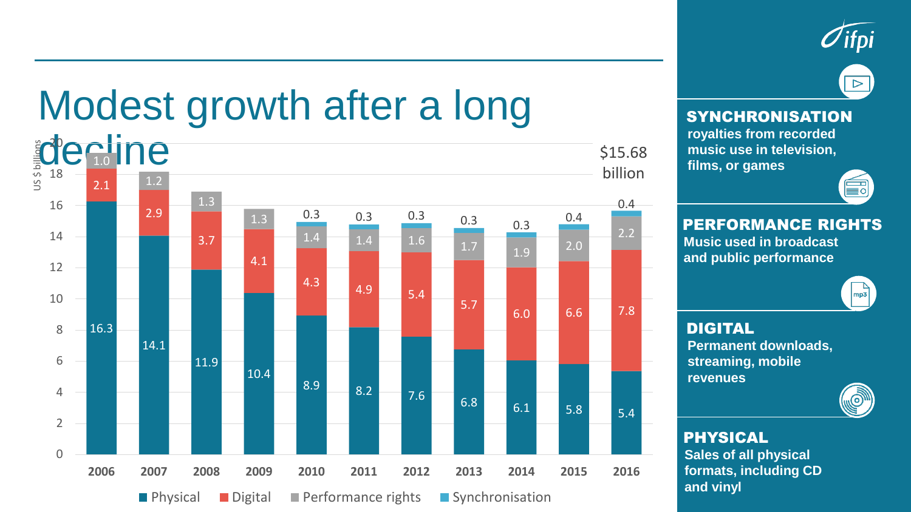# Modest growth after a long decline

US $ billions

| Year | Physical | Digital | Performance rights | Synchronisation |
|---|---|---|---|---|
| 2006 | 16.3 | 2.1 | 1.0 | |
| 2007 | 14.1 | 2.9 | 1.2 | |
| 2008 | 11.9 | 3.7 | 1.3 | |
| 2009 | 10.4 | 4.1 | 1.3 | |
| 2010 | 8.9 | 4.3 | 1.4 | 0.3 |
| 2011 | 8.2 | 4.9 | 1.4 | 0.3 |
| 2012 | 7.6 | 5.4 | 1.6 | 0.3 |
| 2013 | 6.8 | 5.7 | 1.7 | 0.3 |
| 2014 | 6.1 | 6.0 | 1.9 | 0.3 |
| 2015 | 5.8 | 6.6 | 2.0 | 0.4 |
| 2016 | 5.4 | 7.8 | 2.2 | 0.4 |

$15.68 billion

ifpi

**SYNCHRONISATION**
royalties from recorded music use in television, films, or games

**PERFORMANCE RIGHTS**
Music used in broadcast and public performance

**DIGITAL**
Permanent downloads, streaming, mobile revenues

**PHYSICAL**
Sales of all physical formats, including CD and vinyl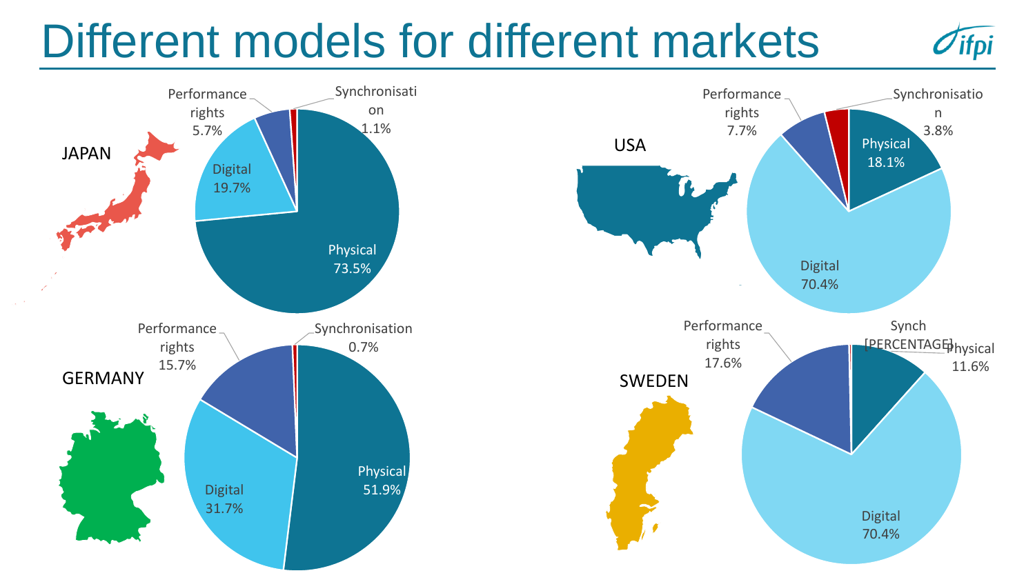# Different models for different markets

### JAPAN

- Physical 73.5%
- Digital 19.7%
- Performance rights 5.7%
- Synchronisation 1.1%

### USA

- Physical 18.1%
- Digital 70.4%
- Performance rights 7.7%
- Synchronisation 3.8%

### GERMANY

- Physical 51.9%
- Digital 31.7%
- Performance rights 15.7%
- Synchronisation 0.7%

### SWEDEN

- Physical 11.6%
- Digital 70.4%
- Performance rights 17.6%
- Synch [PERCENTAGE]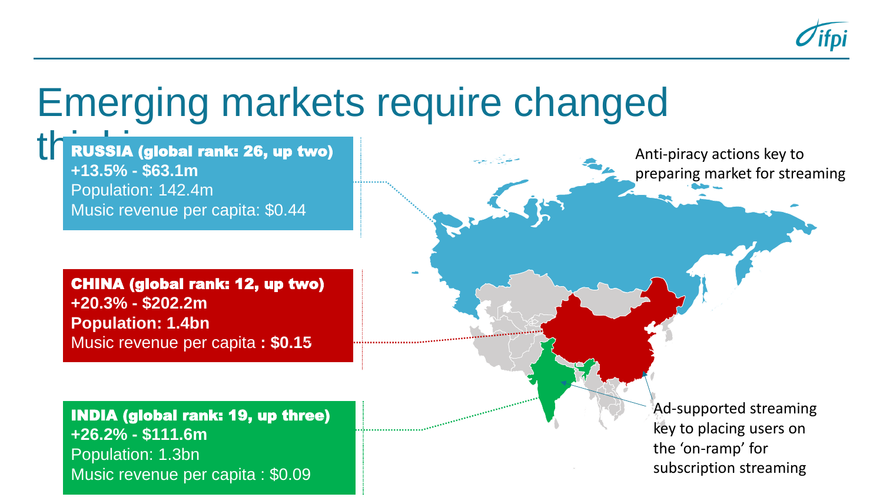# Emerging markets require changed thinking

**RUSSIA (global rank: 26, up two)**
**+13.5% - $63.1m**
Population: 142.4m
Music revenue per capita: $0.44

**CHINA (global rank: 12, up two)**
**+20.3% - $202.2m**
**Population: 1.4bn**
Music revenue per capita **: $0.15**

**INDIA (global rank: 19, up three)**
**+26.2% - $111.6m**
Population: 1.3bn
Music revenue per capita : $0.09

Anti-piracy actions key to preparing market for streaming

Ad-supported streaming key to placing users on the 'on-ramp' for subscription streaming